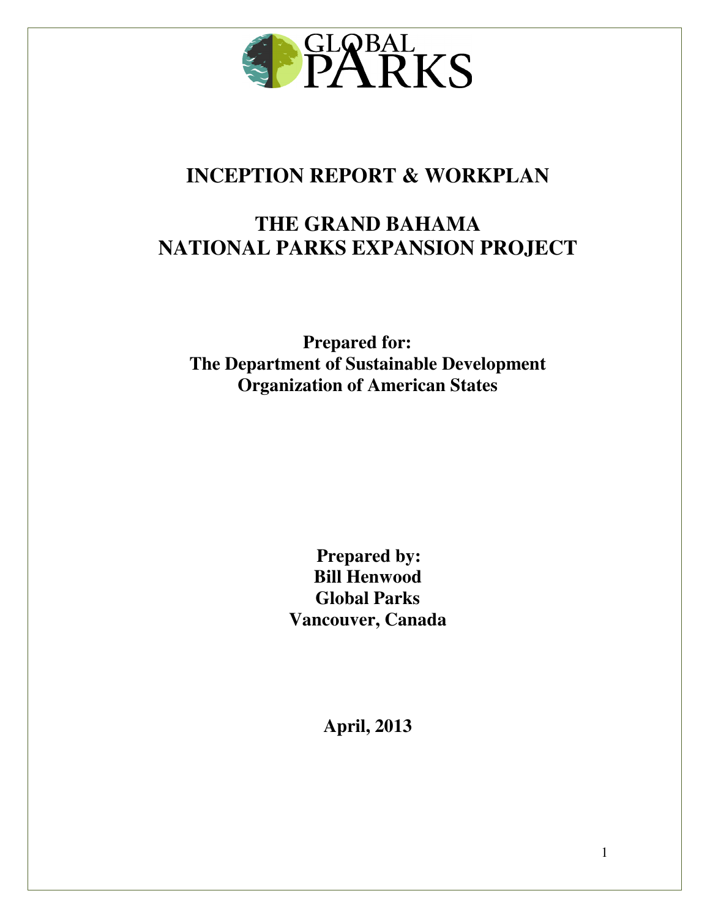GLOBAL PARKS

# INCEPTION REPORT & WORKPLAN

# THE GRAND BAHAMA NATIONAL PARKS EXPANSION PROJECT

**Prepared for:**
**The Department of Sustainable Development**
**Organization of American States**

**Prepared by:**
**Bill Henwood**
**Global Parks**
**Vancouver, Canada**

**April, 2013**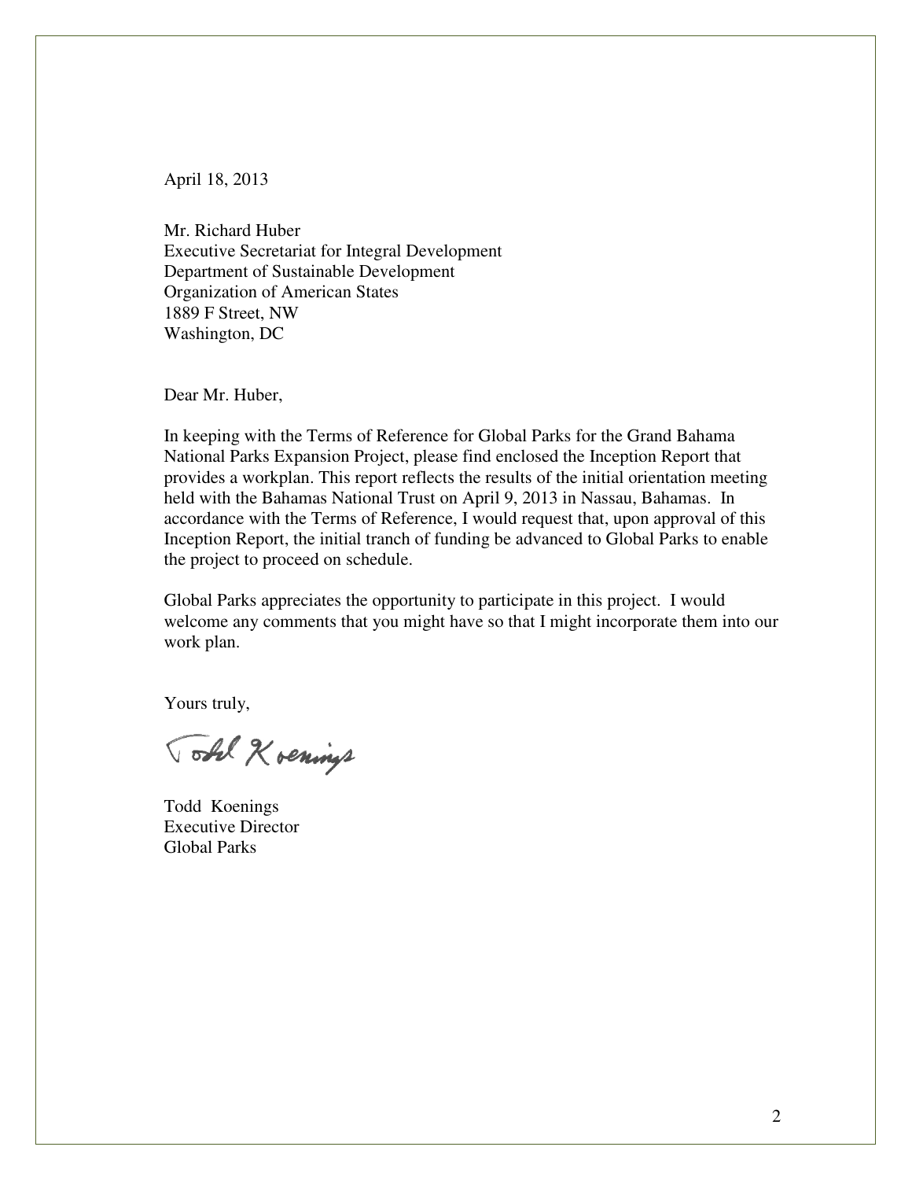April 18, 2013

Mr. Richard Huber  
Executive Secretariat for Integral Development  
Department of Sustainable Development  
Organization of American States  
1889 F Street, NW  
Washington, DC

Dear Mr. Huber,

In keeping with the Terms of Reference for Global Parks for the Grand Bahama National Parks Expansion Project, please find enclosed the Inception Report that provides a workplan. This report reflects the results of the initial orientation meeting held with the Bahamas National Trust on April 9, 2013 in Nassau, Bahamas. In accordance with the Terms of Reference, I would request that, upon approval of this Inception Report, the initial tranch of funding be advanced to Global Parks to enable the project to proceed on schedule.

Global Parks appreciates the opportunity to participate in this project. I would welcome any comments that you might have so that I might incorporate them into our work plan.

Yours truly,

Todd Koenings

Todd Koenings  
Executive Director  
Global Parks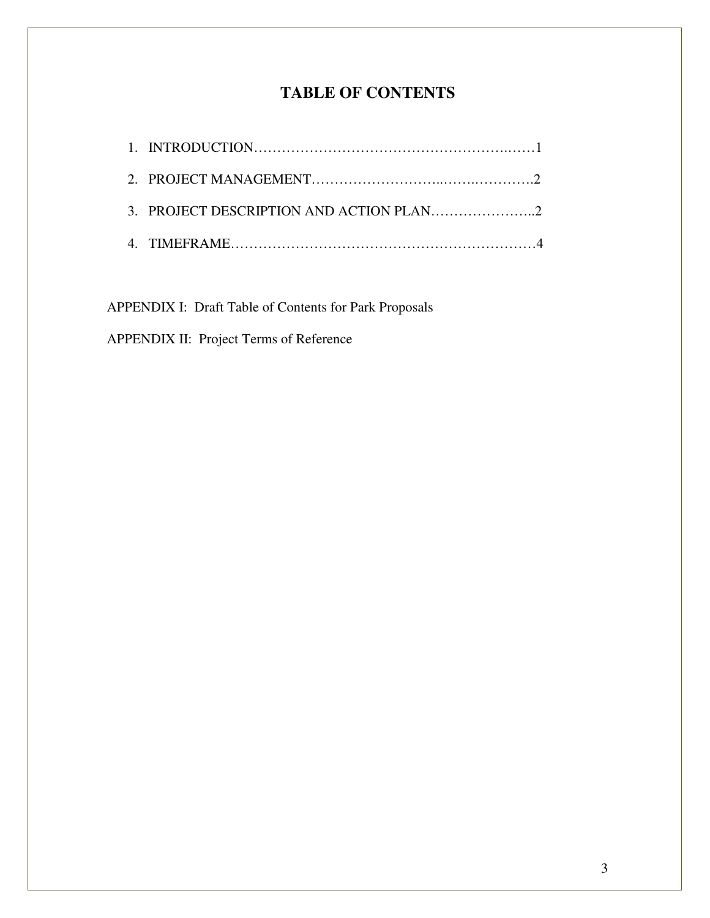# TABLE OF CONTENTS

1. INTRODUCTION……………………………………….………………..……1
2. PROJECT MANAGEMENT………………………...…….…………….2
3. PROJECT DESCRIPTION AND ACTION PLAN………….………..2
4. TIMEFRAME…………………………………………………………4

APPENDIX I: Draft Table of Contents for Park Proposals

APPENDIX II: Project Terms of Reference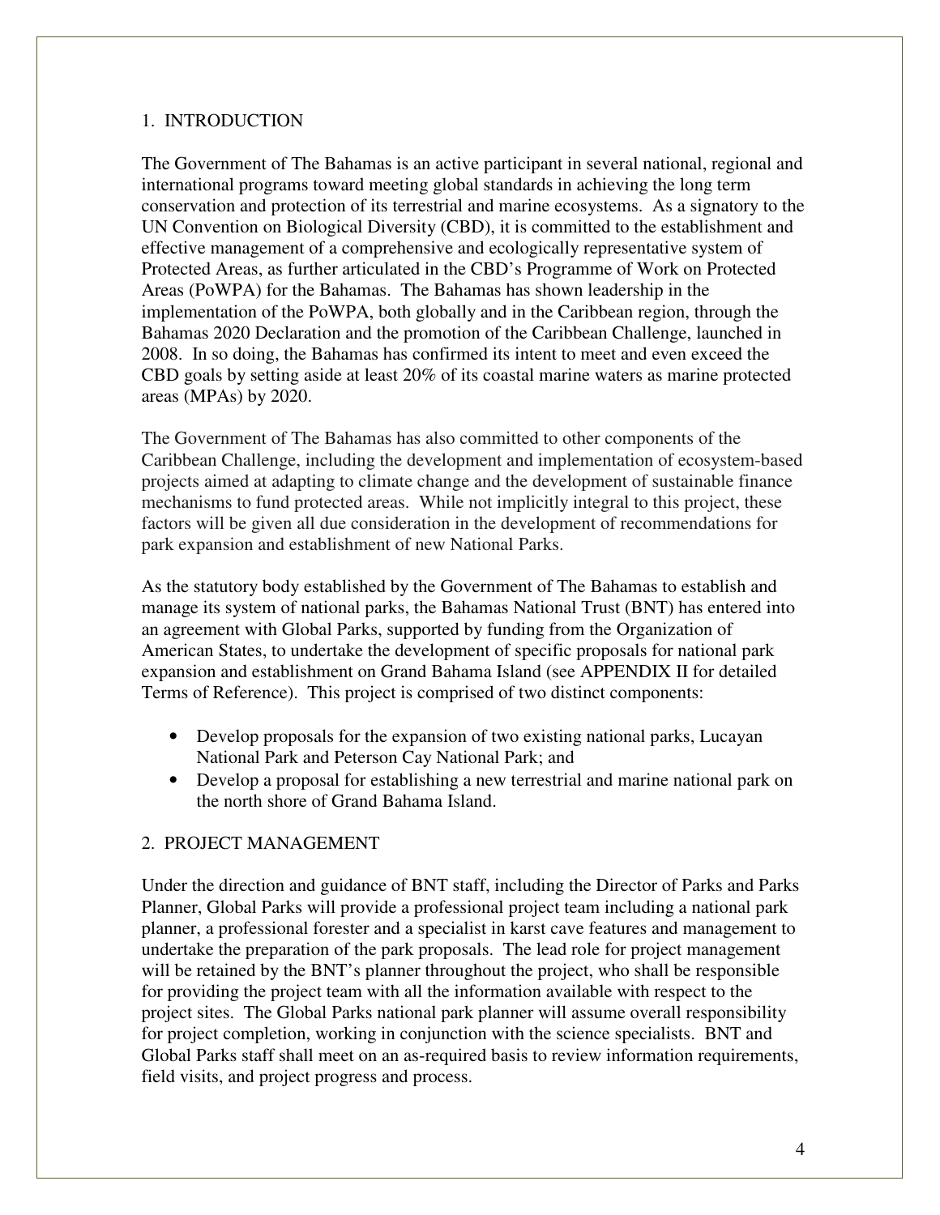## 1. INTRODUCTION

The Government of The Bahamas is an active participant in several national, regional and international programs toward meeting global standards in achieving the long term conservation and protection of its terrestrial and marine ecosystems. As a signatory to the UN Convention on Biological Diversity (CBD), it is committed to the establishment and effective management of a comprehensive and ecologically representative system of Protected Areas, as further articulated in the CBD's Programme of Work on Protected Areas (PoWPA) for the Bahamas. The Bahamas has shown leadership in the implementation of the PoWPA, both globally and in the Caribbean region, through the Bahamas 2020 Declaration and the promotion of the Caribbean Challenge, launched in 2008. In so doing, the Bahamas has confirmed its intent to meet and even exceed the CBD goals by setting aside at least 20% of its coastal marine waters as marine protected areas (MPAs) by 2020.

The Government of The Bahamas has also committed to other components of the Caribbean Challenge, including the development and implementation of ecosystem-based projects aimed at adapting to climate change and the development of sustainable finance mechanisms to fund protected areas. While not implicitly integral to this project, these factors will be given all due consideration in the development of recommendations for park expansion and establishment of new National Parks.

As the statutory body established by the Government of The Bahamas to establish and manage its system of national parks, the Bahamas National Trust (BNT) has entered into an agreement with Global Parks, supported by funding from the Organization of American States, to undertake the development of specific proposals for national park expansion and establishment on Grand Bahama Island (see APPENDIX II for detailed Terms of Reference). This project is comprised of two distinct components:

- Develop proposals for the expansion of two existing national parks, Lucayan National Park and Peterson Cay National Park; and
- Develop a proposal for establishing a new terrestrial and marine national park on the north shore of Grand Bahama Island.

## 2. PROJECT MANAGEMENT

Under the direction and guidance of BNT staff, including the Director of Parks and Parks Planner, Global Parks will provide a professional project team including a national park planner, a professional forester and a specialist in karst cave features and management to undertake the preparation of the park proposals. The lead role for project management will be retained by the BNT's planner throughout the project, who shall be responsible for providing the project team with all the information available with respect to the project sites. The Global Parks national park planner will assume overall responsibility for project completion, working in conjunction with the science specialists. BNT and Global Parks staff shall meet on an as-required basis to review information requirements, field visits, and project progress and process.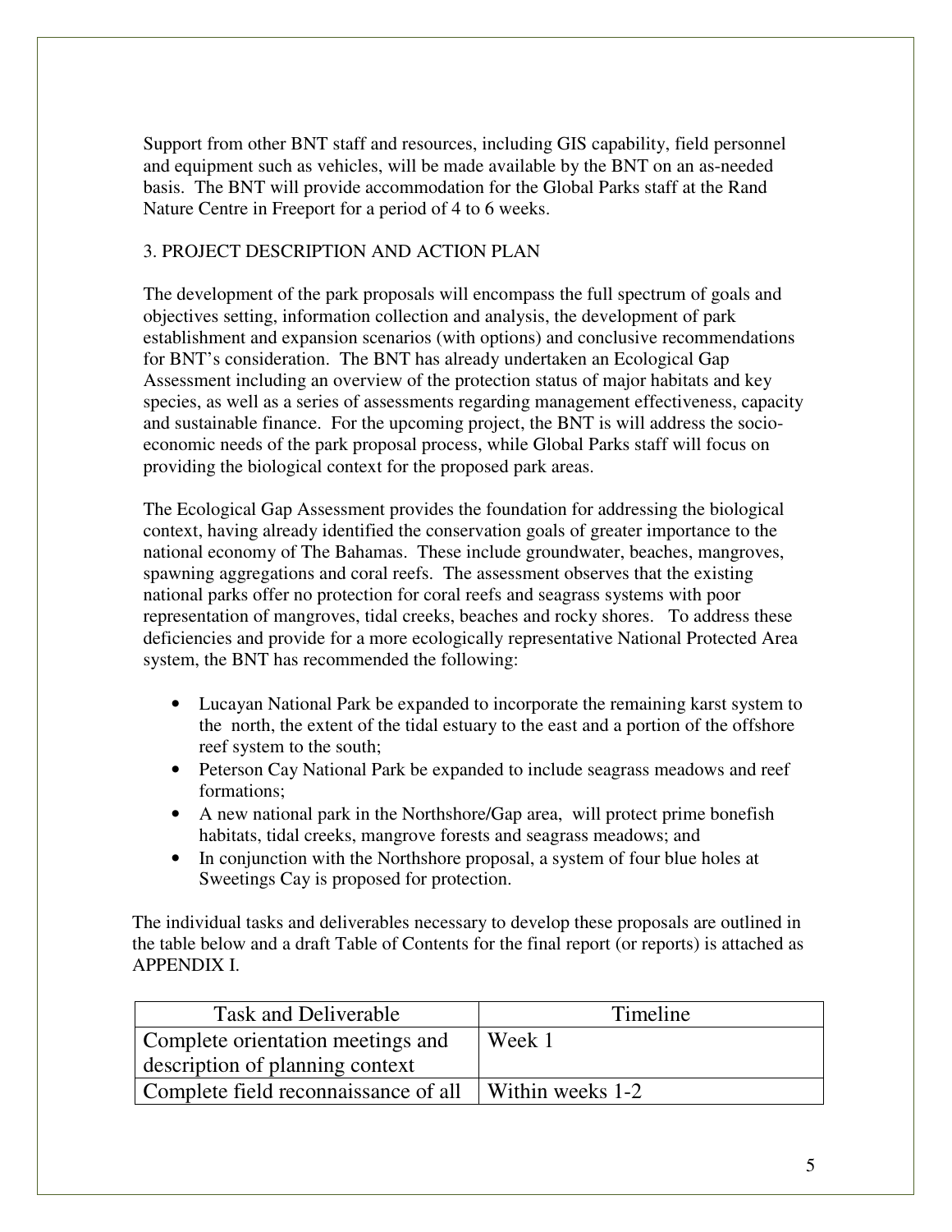Support from other BNT staff and resources, including GIS capability, field personnel and equipment such as vehicles, will be made available by the BNT on an as-needed basis. The BNT will provide accommodation for the Global Parks staff at the Rand Nature Centre in Freeport for a period of 4 to 6 weeks.

## 3. PROJECT DESCRIPTION AND ACTION PLAN

The development of the park proposals will encompass the full spectrum of goals and objectives setting, information collection and analysis, the development of park establishment and expansion scenarios (with options) and conclusive recommendations for BNT's consideration. The BNT has already undertaken an Ecological Gap Assessment including an overview of the protection status of major habitats and key species, as well as a series of assessments regarding management effectiveness, capacity and sustainable finance. For the upcoming project, the BNT is will address the socio-economic needs of the park proposal process, while Global Parks staff will focus on providing the biological context for the proposed park areas.

The Ecological Gap Assessment provides the foundation for addressing the biological context, having already identified the conservation goals of greater importance to the national economy of The Bahamas. These include groundwater, beaches, mangroves, spawning aggregations and coral reefs. The assessment observes that the existing national parks offer no protection for coral reefs and seagrass systems with poor representation of mangroves, tidal creeks, beaches and rocky shores. To address these deficiencies and provide for a more ecologically representative National Protected Area system, the BNT has recommended the following:

- Lucayan National Park be expanded to incorporate the remaining karst system to the north, the extent of the tidal estuary to the east and a portion of the offshore reef system to the south;
- Peterson Cay National Park be expanded to include seagrass meadows and reef formations;
- A new national park in the Northshore/Gap area, will protect prime bonefish habitats, tidal creeks, mangrove forests and seagrass meadows; and
- In conjunction with the Northshore proposal, a system of four blue holes at Sweetings Cay is proposed for protection.

The individual tasks and deliverables necessary to develop these proposals are outlined in the table below and a draft Table of Contents for the final report (or reports) is attached as APPENDIX I.

| Task and Deliverable | Timeline |
|---|---|
| Complete orientation meetings and description of planning context | Week 1 |
| Complete field reconnaissance of all | Within weeks 1-2 |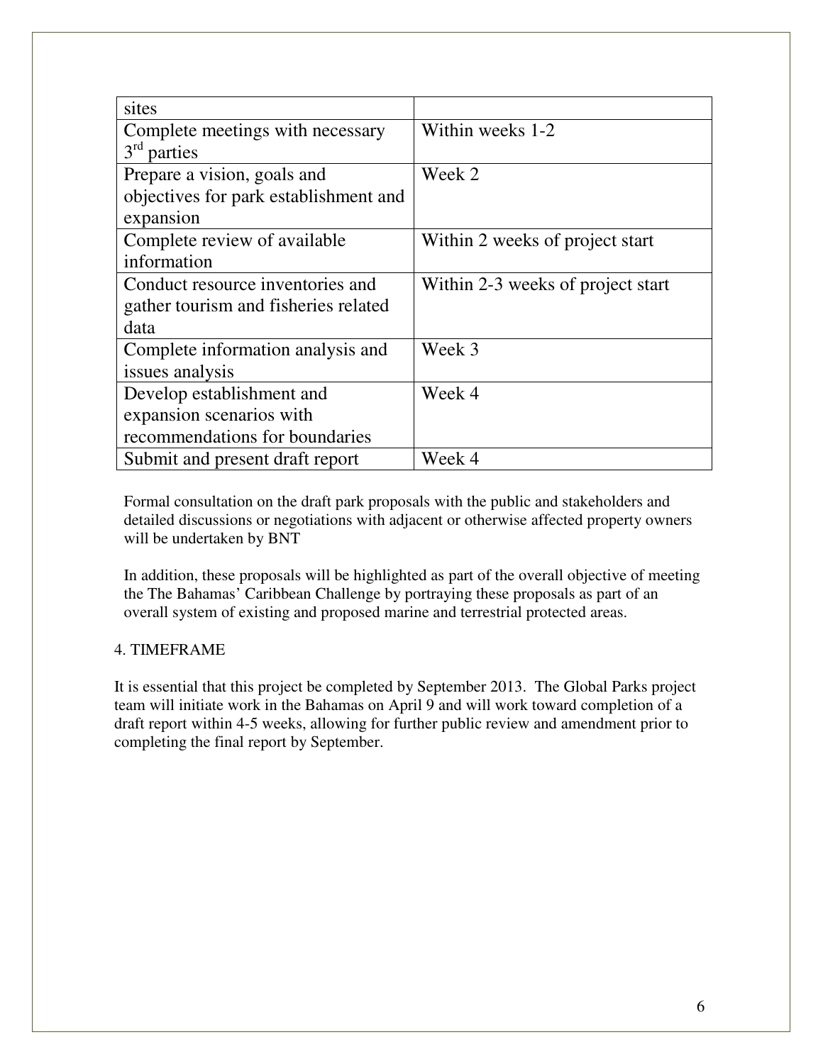| | |
|---|---|
| sites | |
| Complete meetings with necessary 3rd parties | Within weeks 1-2 |
| Prepare a vision, goals and objectives for park establishment and expansion | Week 2 |
| Complete review of available information | Within 2 weeks of project start |
| Conduct resource inventories and gather tourism and fisheries related data | Within 2-3 weeks of project start |
| Complete information analysis and issues analysis | Week 3 |
| Develop establishment and expansion scenarios with recommendations for boundaries | Week 4 |
| Submit and present draft report | Week 4 |

Formal consultation on the draft park proposals with the public and stakeholders and detailed discussions or negotiations with adjacent or otherwise affected property owners will be undertaken by BNT

In addition, these proposals will be highlighted as part of the overall objective of meeting the The Bahamas' Caribbean Challenge by portraying these proposals as part of an overall system of existing and proposed marine and terrestrial protected areas.

## 4. TIMEFRAME

It is essential that this project be completed by September 2013. The Global Parks project team will initiate work in the Bahamas on April 9 and will work toward completion of a draft report within 4-5 weeks, allowing for further public review and amendment prior to completing the final report by September.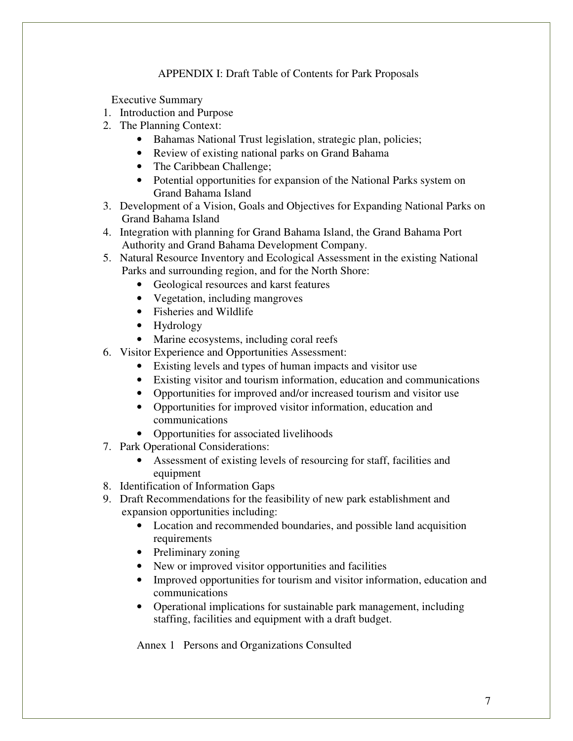## APPENDIX I: Draft Table of Contents for Park Proposals

Executive Summary

1. Introduction and Purpose
2. The Planning Context:
   - Bahamas National Trust legislation, strategic plan, policies;
   - Review of existing national parks on Grand Bahama
   - The Caribbean Challenge;
   - Potential opportunities for expansion of the National Parks system on Grand Bahama Island
3. Development of a Vision, Goals and Objectives for Expanding National Parks on Grand Bahama Island
4. Integration with planning for Grand Bahama Island, the Grand Bahama Port Authority and Grand Bahama Development Company.
5. Natural Resource Inventory and Ecological Assessment in the existing National Parks and surrounding region, and for the North Shore:
   - Geological resources and karst features
   - Vegetation, including mangroves
   - Fisheries and Wildlife
   - Hydrology
   - Marine ecosystems, including coral reefs
6. Visitor Experience and Opportunities Assessment:
   - Existing levels and types of human impacts and visitor use
   - Existing visitor and tourism information, education and communications
   - Opportunities for improved and/or increased tourism and visitor use
   - Opportunities for improved visitor information, education and communications
   - Opportunities for associated livelihoods
7. Park Operational Considerations:
   - Assessment of existing levels of resourcing for staff, facilities and equipment
8. Identification of Information Gaps
9. Draft Recommendations for the feasibility of new park establishment and expansion opportunities including:
   - Location and recommended boundaries, and possible land acquisition requirements
   - Preliminary zoning
   - New or improved visitor opportunities and facilities
   - Improved opportunities for tourism and visitor information, education and communications
   - Operational implications for sustainable park management, including staffing, facilities and equipment with a draft budget.

Annex 1 Persons and Organizations Consulted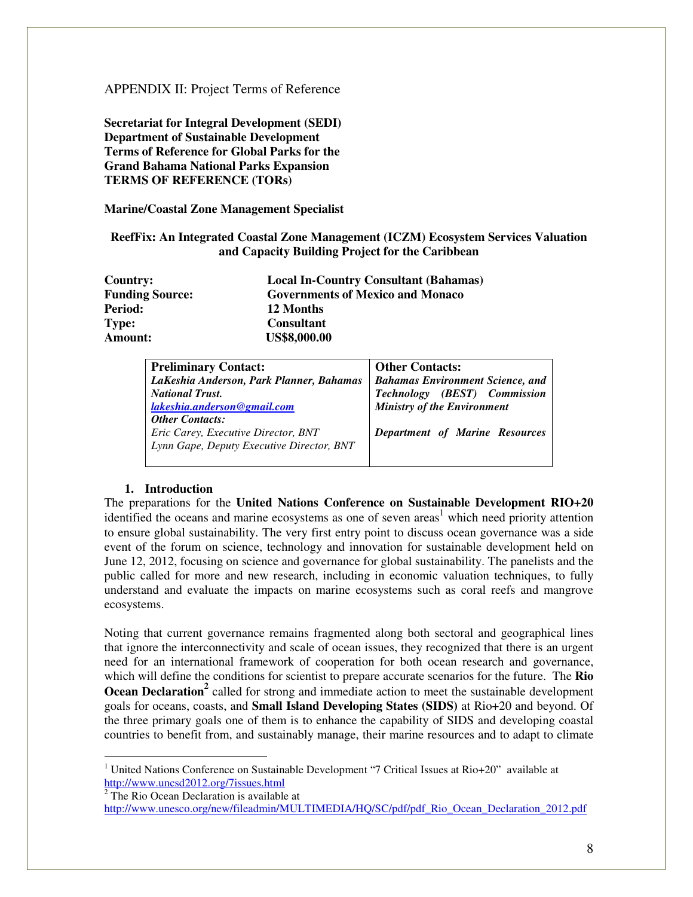APPENDIX II: Project Terms of Reference

**Secretariat for Integral Development (SEDI)**
**Department of Sustainable Development**
**Terms of Reference for Global Parks for the Grand Bahama National Parks Expansion**
**TERMS OF REFERENCE (TORs)**

**Marine/Coastal Zone Management Specialist**

**ReefFix: An Integrated Coastal Zone Management (ICZM) Ecosystem Services Valuation and Capacity Building Project for the Caribbean**

| | |
|---|---|
| **Country:** | **Local In-Country Consultant (Bahamas)** |
| **Funding Source:** | **Governments of Mexico and Monaco** |
| **Period:** | **12 Months** |
| **Type:** | **Consultant** |
| **Amount:** | **US$8,000.00** |

| **Preliminary Contact:** | **Other Contacts:** |
|---|---|
| ***LaKeshia Anderson, Park Planner, Bahamas National Trust.*** <br> [***lakeshia.anderson@gmail.com***](mailto:lakeshia.anderson@gmail.com) <br> ***Other Contacts:*** <br> *Eric Carey, Executive Director, BNT* <br> *Lynn Gape, Deputy Executive Director, BNT* | ***Bahamas Environment Science, and Technology (BEST) Commission Ministry of the Environment*** <br><br> ***Department of Marine Resources*** |

## 1. Introduction

The preparations for the **United Nations Conference on Sustainable Development RIO+20** identified the oceans and marine ecosystems as one of seven areas[1] which need priority attention to ensure global sustainability. The very first entry point to discuss ocean governance was a side event of the forum on science, technology and innovation for sustainable development held on June 12, 2012, focusing on science and governance for global sustainability. The panelists and the public called for more and new research, including in economic valuation techniques, to fully understand and evaluate the impacts on marine ecosystems such as coral reefs and mangrove ecosystems.

Noting that current governance remains fragmented along both sectoral and geographical lines that ignore the interconnectivity and scale of ocean issues, they recognized that there is an urgent need for an international framework of cooperation for both ocean research and governance, which will define the conditions for scientist to prepare accurate scenarios for the future. The **Rio Ocean Declaration**[2] called for strong and immediate action to meet the sustainable development goals for oceans, coasts, and **Small Island Developing States (SIDS)** at Rio+20 and beyond. Of the three primary goals one of them is to enhance the capability of SIDS and developing coastal countries to benefit from, and sustainably manage, their marine resources and to adapt to climate

---

[1] United Nations Conference on Sustainable Development "7 Critical Issues at Rio+20" available at http://www.uncsd2012.org/7issues.html

[2] The Rio Ocean Declaration is available at http://www.unesco.org/new/fileadmin/MULTIMEDIA/HQ/SC/pdf/pdf_Rio_Ocean_Declaration_2012.pdf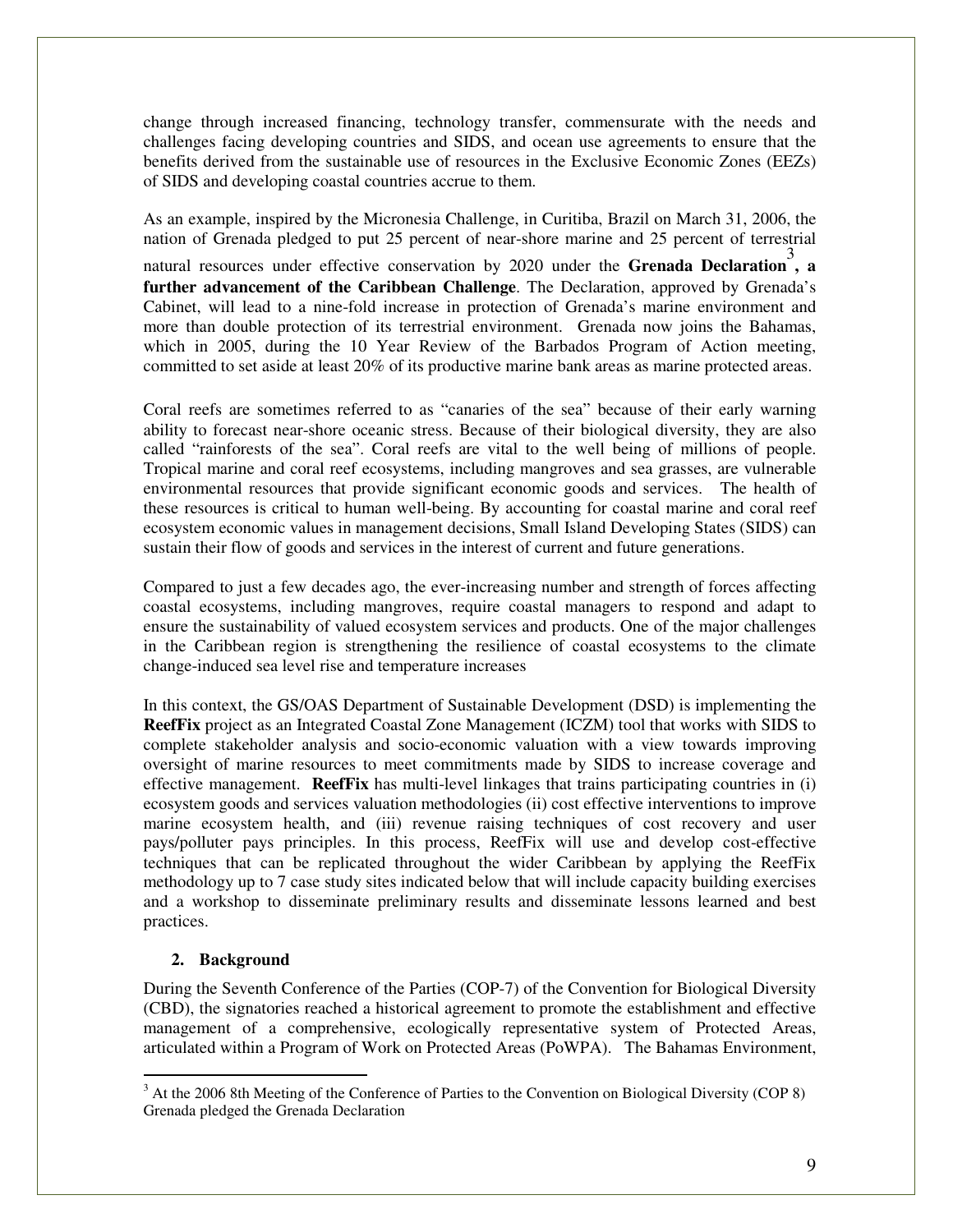change through increased financing, technology transfer, commensurate with the needs and challenges facing developing countries and SIDS, and ocean use agreements to ensure that the benefits derived from the sustainable use of resources in the Exclusive Economic Zones (EEZs) of SIDS and developing coastal countries accrue to them.

As an example, inspired by the Micronesia Challenge, in Curitiba, Brazil on March 31, 2006, the nation of Grenada pledged to put 25 percent of near-shore marine and 25 percent of terrestrial natural resources under effective conservation by 2020 under the **Grenada Declaration**[3]**, a further advancement of the Caribbean Challenge**. The Declaration, approved by Grenada's Cabinet, will lead to a nine-fold increase in protection of Grenada's marine environment and more than double protection of its terrestrial environment. Grenada now joins the Bahamas, which in 2005, during the 10 Year Review of the Barbados Program of Action meeting, committed to set aside at least 20% of its productive marine bank areas as marine protected areas.

Coral reefs are sometimes referred to as "canaries of the sea" because of their early warning ability to forecast near-shore oceanic stress. Because of their biological diversity, they are also called "rainforests of the sea". Coral reefs are vital to the well being of millions of people. Tropical marine and coral reef ecosystems, including mangroves and sea grasses, are vulnerable environmental resources that provide significant economic goods and services. The health of these resources is critical to human well-being. By accounting for coastal marine and coral reef ecosystem economic values in management decisions, Small Island Developing States (SIDS) can sustain their flow of goods and services in the interest of current and future generations.

Compared to just a few decades ago, the ever-increasing number and strength of forces affecting coastal ecosystems, including mangroves, require coastal managers to respond and adapt to ensure the sustainability of valued ecosystem services and products. One of the major challenges in the Caribbean region is strengthening the resilience of coastal ecosystems to the climate change-induced sea level rise and temperature increases

In this context, the GS/OAS Department of Sustainable Development (DSD) is implementing the **ReefFix** project as an Integrated Coastal Zone Management (ICZM) tool that works with SIDS to complete stakeholder analysis and socio-economic valuation with a view towards improving oversight of marine resources to meet commitments made by SIDS to increase coverage and effective management. **ReefFix** has multi-level linkages that trains participating countries in (i) ecosystem goods and services valuation methodologies (ii) cost effective interventions to improve marine ecosystem health, and (iii) revenue raising techniques of cost recovery and user pays/polluter pays principles. In this process, ReefFix will use and develop cost-effective techniques that can be replicated throughout the wider Caribbean by applying the ReefFix methodology up to 7 case study sites indicated below that will include capacity building exercises and a workshop to disseminate preliminary results and disseminate lessons learned and best practices.

## 2. Background

During the Seventh Conference of the Parties (COP-7) of the Convention for Biological Diversity (CBD), the signatories reached a historical agreement to promote the establishment and effective management of a comprehensive, ecologically representative system of Protected Areas, articulated within a Program of Work on Protected Areas (PoWPA). The Bahamas Environment,

---

[3] At the 2006 8th Meeting of the Conference of Parties to the Convention on Biological Diversity (COP 8) Grenada pledged the Grenada Declaration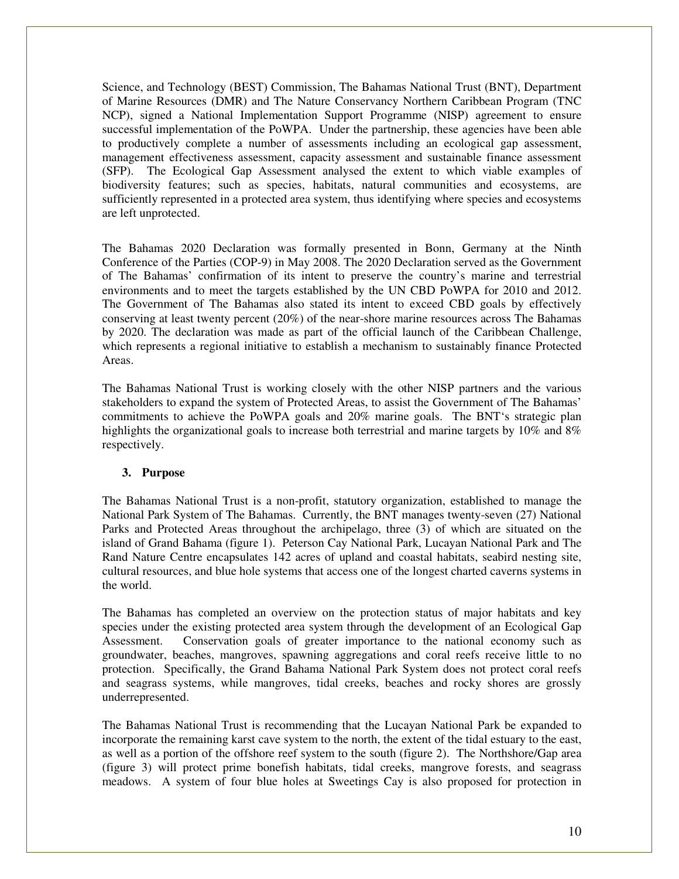Science, and Technology (BEST) Commission, The Bahamas National Trust (BNT), Department of Marine Resources (DMR) and The Nature Conservancy Northern Caribbean Program (TNC NCP), signed a National Implementation Support Programme (NISP) agreement to ensure successful implementation of the PoWPA. Under the partnership, these agencies have been able to productively complete a number of assessments including an ecological gap assessment, management effectiveness assessment, capacity assessment and sustainable finance assessment (SFP). The Ecological Gap Assessment analysed the extent to which viable examples of biodiversity features; such as species, habitats, natural communities and ecosystems, are sufficiently represented in a protected area system, thus identifying where species and ecosystems are left unprotected.

The Bahamas 2020 Declaration was formally presented in Bonn, Germany at the Ninth Conference of the Parties (COP-9) in May 2008. The 2020 Declaration served as the Government of The Bahamas' confirmation of its intent to preserve the country's marine and terrestrial environments and to meet the targets established by the UN CBD PoWPA for 2010 and 2012. The Government of The Bahamas also stated its intent to exceed CBD goals by effectively conserving at least twenty percent (20%) of the near-shore marine resources across The Bahamas by 2020. The declaration was made as part of the official launch of the Caribbean Challenge, which represents a regional initiative to establish a mechanism to sustainably finance Protected Areas.

The Bahamas National Trust is working closely with the other NISP partners and the various stakeholders to expand the system of Protected Areas, to assist the Government of The Bahamas' commitments to achieve the PoWPA goals and 20% marine goals. The BNT's strategic plan highlights the organizational goals to increase both terrestrial and marine targets by 10% and 8% respectively.

## 3. Purpose

The Bahamas National Trust is a non-profit, statutory organization, established to manage the National Park System of The Bahamas. Currently, the BNT manages twenty-seven (27) National Parks and Protected Areas throughout the archipelago, three (3) of which are situated on the island of Grand Bahama (figure 1). Peterson Cay National Park, Lucayan National Park and The Rand Nature Centre encapsulates 142 acres of upland and coastal habitats, seabird nesting site, cultural resources, and blue hole systems that access one of the longest charted caverns systems in the world.

The Bahamas has completed an overview on the protection status of major habitats and key species under the existing protected area system through the development of an Ecological Gap Assessment. Conservation goals of greater importance to the national economy such as groundwater, beaches, mangroves, spawning aggregations and coral reefs receive little to no protection. Specifically, the Grand Bahama National Park System does not protect coral reefs and seagrass systems, while mangroves, tidal creeks, beaches and rocky shores are grossly underrepresented.

The Bahamas National Trust is recommending that the Lucayan National Park be expanded to incorporate the remaining karst cave system to the north, the extent of the tidal estuary to the east, as well as a portion of the offshore reef system to the south (figure 2). The Northshore/Gap area (figure 3) will protect prime bonefish habitats, tidal creeks, mangrove forests, and seagrass meadows. A system of four blue holes at Sweetings Cay is also proposed for protection in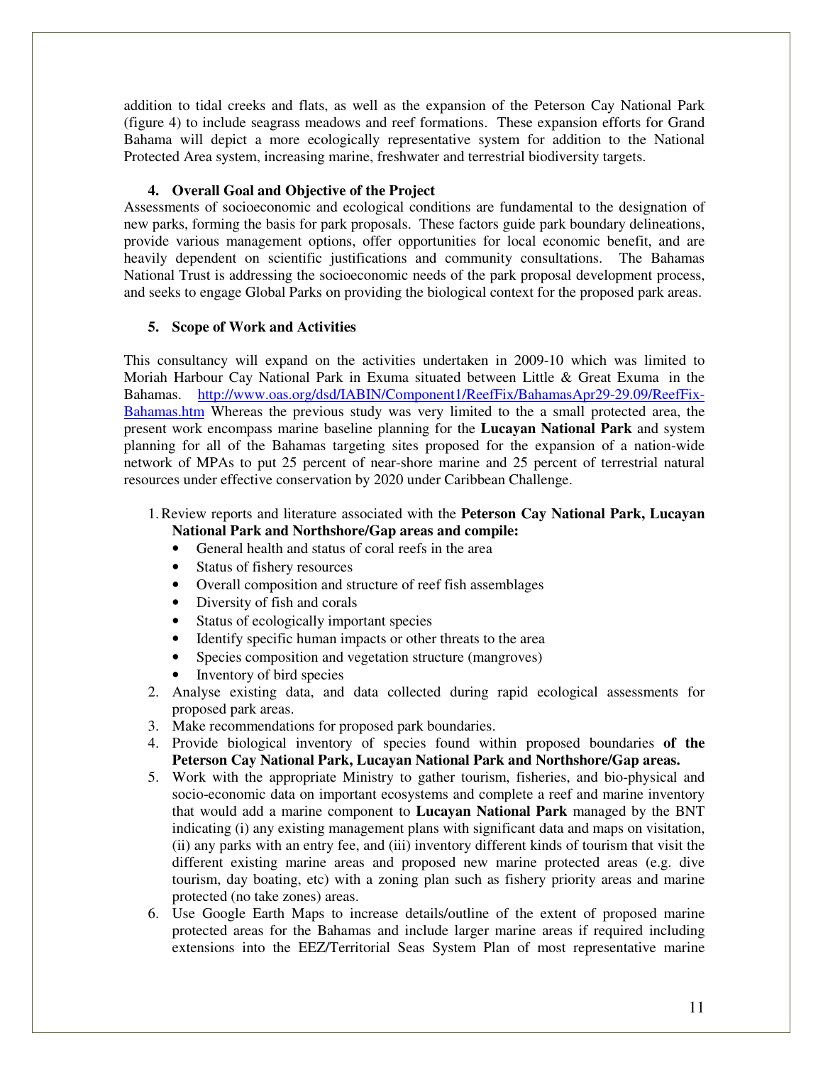addition to tidal creeks and flats, as well as the expansion of the Peterson Cay National Park (figure 4) to include seagrass meadows and reef formations. These expansion efforts for Grand Bahama will depict a more ecologically representative system for addition to the National Protected Area system, increasing marine, freshwater and terrestrial biodiversity targets.

## 4. Overall Goal and Objective of the Project

Assessments of socioeconomic and ecological conditions are fundamental to the designation of new parks, forming the basis for park proposals. These factors guide park boundary delineations, provide various management options, offer opportunities for local economic benefit, and are heavily dependent on scientific justifications and community consultations. The Bahamas National Trust is addressing the socioeconomic needs of the park proposal development process, and seeks to engage Global Parks on providing the biological context for the proposed park areas.

## 5. Scope of Work and Activities

This consultancy will expand on the activities undertaken in 2009-10 which was limited to Moriah Harbour Cay National Park in Exuma situated between Little & Great Exuma in the Bahamas. [http://www.oas.org/dsd/IABIN/Component1/ReefFix/BahamasApr29-29.09/ReefFix-Bahamas.htm](http://www.oas.org/dsd/IABIN/Component1/ReefFix/BahamasApr29-29.09/ReefFix-Bahamas.htm) Whereas the previous study was very limited to the a small protected area, the present work encompass marine baseline planning for the **Lucayan National Park** and system planning for all of the Bahamas targeting sites proposed for the expansion of a nation-wide network of MPAs to put 25 percent of near-shore marine and 25 percent of terrestrial natural resources under effective conservation by 2020 under Caribbean Challenge.

1. Review reports and literature associated with the **Peterson Cay National Park, Lucayan National Park and Northshore/Gap areas and compile:**
   - General health and status of coral reefs in the area
   - Status of fishery resources
   - Overall composition and structure of reef fish assemblages
   - Diversity of fish and corals
   - Status of ecologically important species
   - Identify specific human impacts or other threats to the area
   - Species composition and vegetation structure (mangroves)
   - Inventory of bird species
2. Analyse existing data, and data collected during rapid ecological assessments for proposed park areas.
3. Make recommendations for proposed park boundaries.
4. Provide biological inventory of species found within proposed boundaries **of the Peterson Cay National Park, Lucayan National Park and Northshore/Gap areas.**
5. Work with the appropriate Ministry to gather tourism, fisheries, and bio-physical and socio-economic data on important ecosystems and complete a reef and marine inventory that would add a marine component to **Lucayan National Park** managed by the BNT indicating (i) any existing management plans with significant data and maps on visitation, (ii) any parks with an entry fee, and (iii) inventory different kinds of tourism that visit the different existing marine areas and proposed new marine protected areas (e.g. dive tourism, day boating, etc) with a zoning plan such as fishery priority areas and marine protected (no take zones) areas.
6. Use Google Earth Maps to increase details/outline of the extent of proposed marine protected areas for the Bahamas and include larger marine areas if required including extensions into the EEZ/Territorial Seas System Plan of most representative marine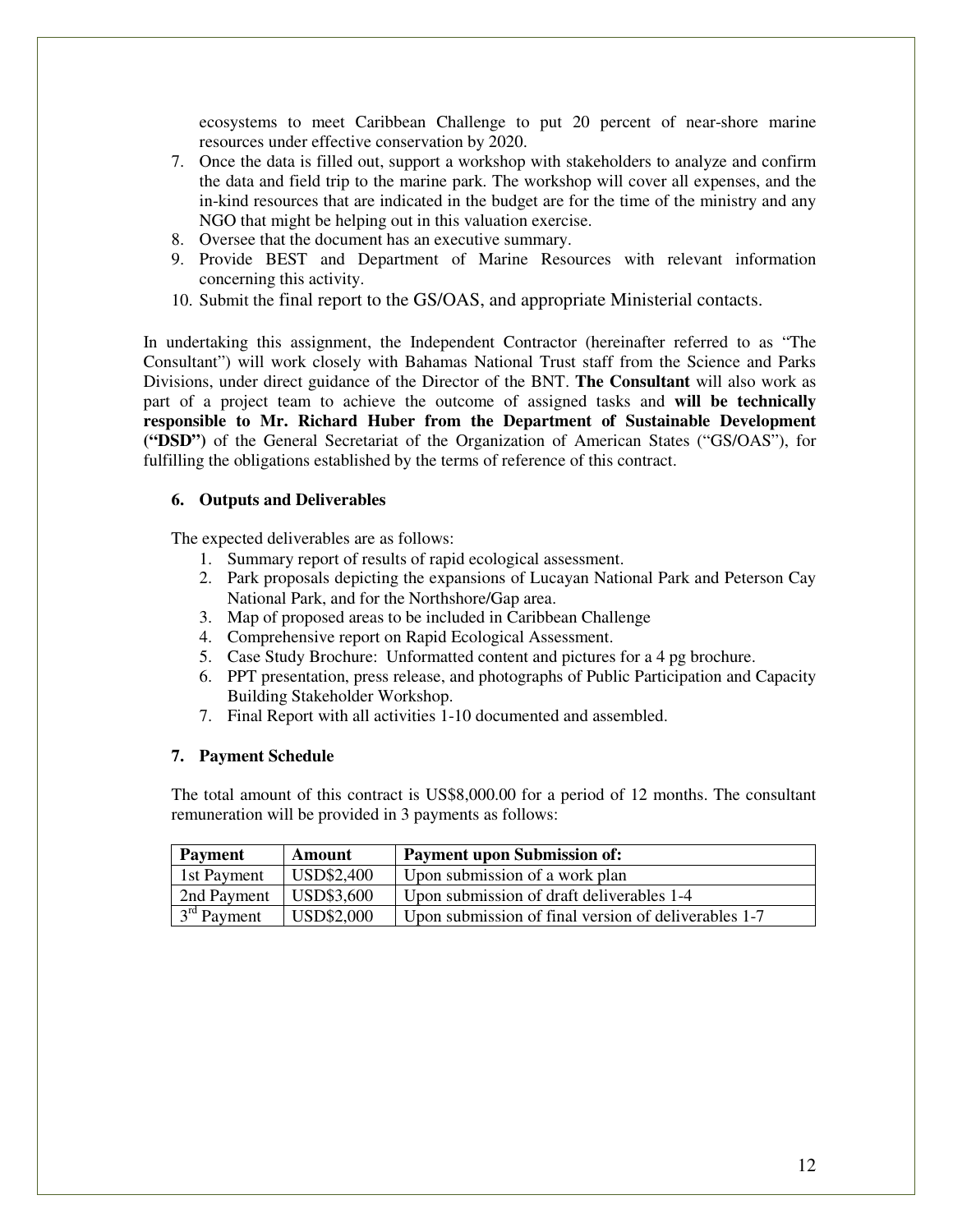ecosystems to meet Caribbean Challenge to put 20 percent of near-shore marine resources under effective conservation by 2020.

7. Once the data is filled out, support a workshop with stakeholders to analyze and confirm the data and field trip to the marine park. The workshop will cover all expenses, and the in-kind resources that are indicated in the budget are for the time of the ministry and any NGO that might be helping out in this valuation exercise.
8. Oversee that the document has an executive summary.
9. Provide BEST and Department of Marine Resources with relevant information concerning this activity.
10. Submit the final report to the GS/OAS, and appropriate Ministerial contacts.

In undertaking this assignment, the Independent Contractor (hereinafter referred to as "The Consultant") will work closely with Bahamas National Trust staff from the Science and Parks Divisions, under direct guidance of the Director of the BNT. **The Consultant** will also work as part of a project team to achieve the outcome of assigned tasks and **will be technically responsible to Mr. Richard Huber from the Department of Sustainable Development ("DSD")** of the General Secretariat of the Organization of American States ("GS/OAS"), for fulfilling the obligations established by the terms of reference of this contract.

### 6. Outputs and Deliverables

The expected deliverables are as follows:

1. Summary report of results of rapid ecological assessment.
2. Park proposals depicting the expansions of Lucayan National Park and Peterson Cay National Park, and for the Northshore/Gap area.
3. Map of proposed areas to be included in Caribbean Challenge
4. Comprehensive report on Rapid Ecological Assessment.
5. Case Study Brochure: Unformatted content and pictures for a 4 pg brochure.
6. PPT presentation, press release, and photographs of Public Participation and Capacity Building Stakeholder Workshop.
7. Final Report with all activities 1-10 documented and assembled.

### 7. Payment Schedule

The total amount of this contract is US$8,000.00 for a period of 12 months. The consultant remuneration will be provided in 3 payments as follows:

| Payment | Amount | Payment upon Submission of: |
|---|---|---|
| 1st Payment | USD$2,400 | Upon submission of a work plan |
| 2nd Payment | USD$3,600 | Upon submission of draft deliverables 1-4 |
| 3rd Payment | USD$2,000 | Upon submission of final version of deliverables 1-7 |